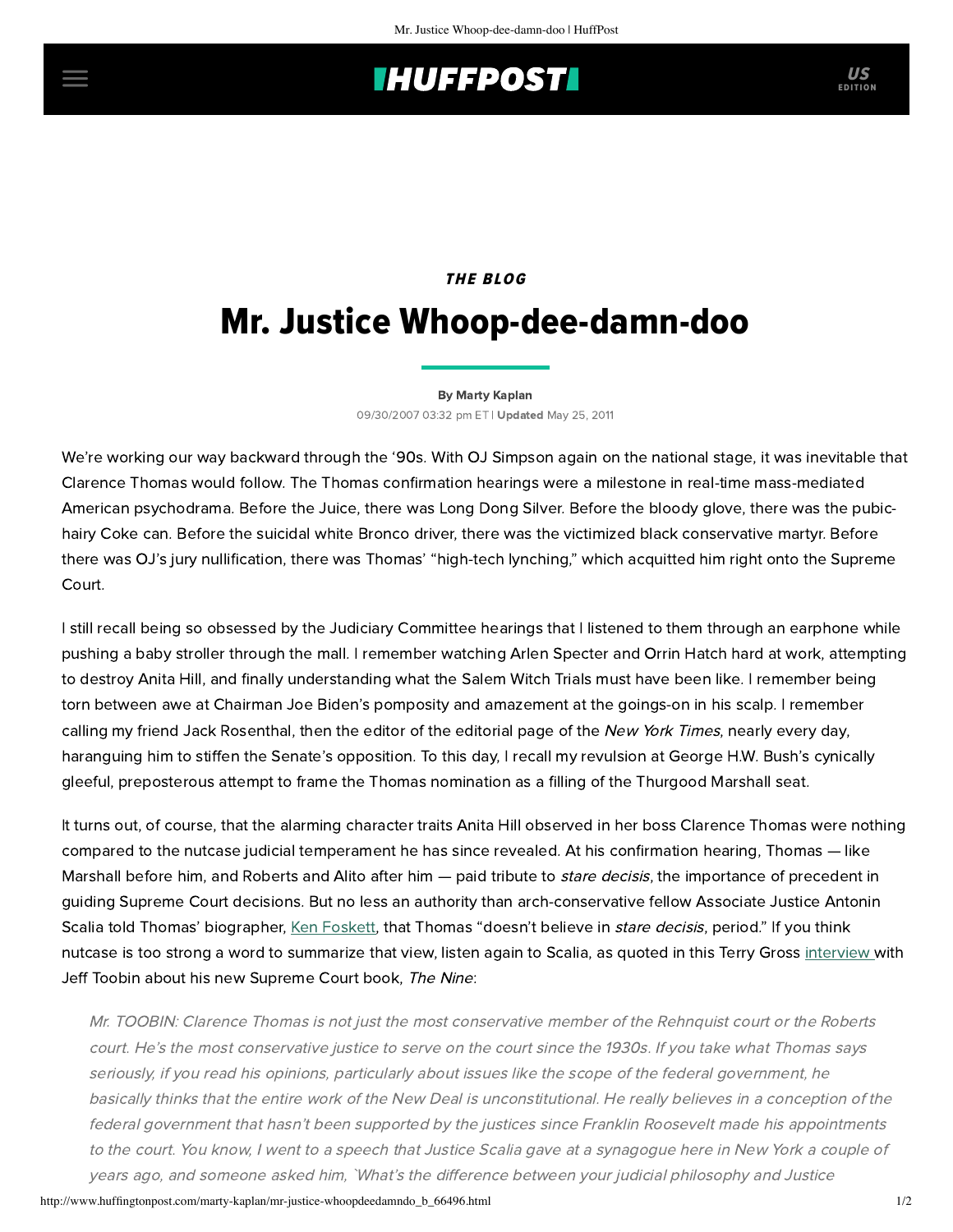THE BLOG

# Mr. Justice Whoop-dee-damn-doo

**By Marty Kaplan**

09/30/2007 03:32 pm ET | **Updated** May 25, 2011

We're working our way backward through the '90s. With OJ Simpson again on the national stage, it was inevitable that Clarence Thomas would follow. The Thomas confirmation hearings were a milestone in real-time mass-mediated American psychodrama. Before the Juice, there was Long Dong Silver. Before the bloody glove, there was the pubic-hairy Coke can. Before the suicidal white Bronco driver, there was the victimized black conservative martyr. Before there was OJ's jury nullification, there was Thomas' "high-tech lynching," which acquitted him right onto the Supreme Court.

I still recall being so obsessed by the Judiciary Committee hearings that I listened to them through an earphone while pushing a baby stroller through the mall. I remember watching Arlen Specter and Orrin Hatch hard at work, attempting to destroy Anita Hill, and finally understanding what the Salem Witch Trials must have been like. I remember being torn between awe at Chairman Joe Biden's pomposity and amazement at the goings-on in his scalp. I remember calling my friend Jack Rosenthal, then the editor of the editorial page of the *New York Times*, nearly every day, haranguing him to stiffen the Senate's opposition. To this day, I recall my revulsion at George H.W. Bush's cynically gleeful, preposterous attempt to frame the Thomas nomination as a filling of the Thurgood Marshall seat.

It turns out, of course, that the alarming character traits Anita Hill observed in her boss Clarence Thomas were nothing compared to the nutcase judicial temperament he has since revealed. At his confirmation hearing, Thomas — like Marshall before him, and Roberts and Alito after him — paid tribute to *stare decisis*, the importance of precedent in guiding Supreme Court decisions. But no less an authority than arch-conservative fellow Associate Justice Antonin Scalia told Thomas' biographer, Ken Foskett, that Thomas "doesn't believe in *stare decisis*, period." If you think nutcase is too strong a word to summarize that view, listen again to Scalia, as quoted in this Terry Gross interview with Jeff Toobin about his new Supreme Court book, *The Nine*:

> *Mr. TOOBIN: Clarence Thomas is not just the most conservative member of the Rehnquist court or the Roberts court. He's the most conservative justice to serve on the court since the 1930s. If you take what Thomas says seriously, if you read his opinions, particularly about issues like the scope of the federal government, he basically thinks that the entire work of the New Deal is unconstitutional. He really believes in a conception of the federal government that hasn't been supported by the justices since Franklin Roosevelt made his appointments to the court. You know, I went to a speech that Justice Scalia gave at a synagogue here in New York a couple of years ago, and someone asked him, `What's the difference between your judicial philosophy and Justice*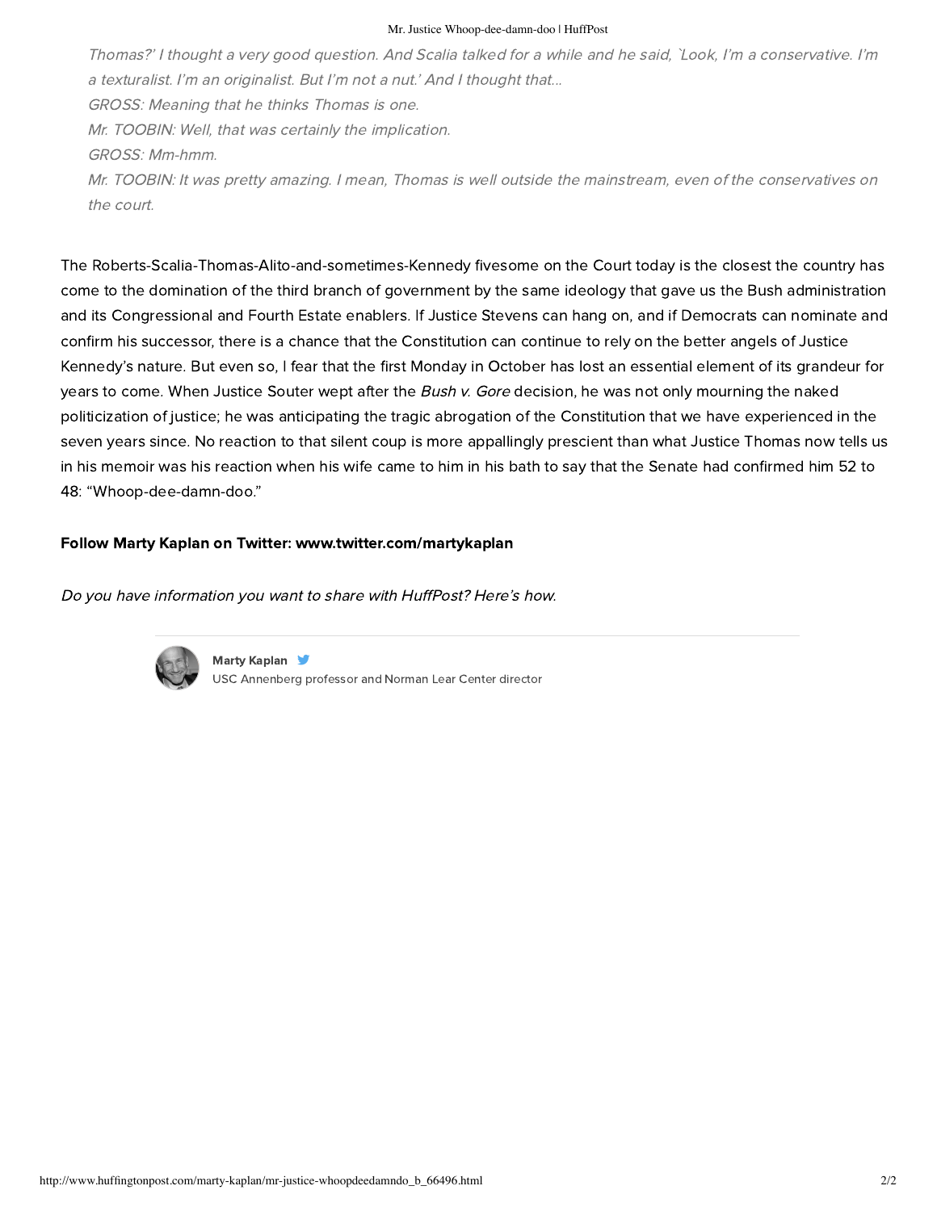*Thomas?' I thought a very good question. And Scalia talked for a while and he said, `Look, I'm a conservative. I'm a texturalist. I'm an originalist. But I'm not a nut.' And I thought that...*

*GROSS: Meaning that he thinks Thomas is one.*

*Mr. TOOBIN: Well, that was certainly the implication.*

*GROSS: Mm-hmm.*

*Mr. TOOBIN: It was pretty amazing. I mean, Thomas is well outside the mainstream, even of the conservatives on the court.*

The Roberts-Scalia-Thomas-Alito-and-sometimes-Kennedy fivesome on the Court today is the closest the country has come to the domination of the third branch of government by the same ideology that gave us the Bush administration and its Congressional and Fourth Estate enablers. If Justice Stevens can hang on, and if Democrats can nominate and confirm his successor, there is a chance that the Constitution can continue to rely on the better angels of Justice Kennedy's nature. But even so, I fear that the first Monday in October has lost an essential element of its grandeur for years to come. When Justice Souter wept after the *Bush v. Gore* decision, he was not only mourning the naked politicization of justice; he was anticipating the tragic abrogation of the Constitution that we have experienced in the seven years since. No reaction to that silent coup is more appallingly prescient than what Justice Thomas now tells us in his memoir was his reaction when his wife came to him in his bath to say that the Senate had confirmed him 52 to 48: "Whoop-dee-damn-doo."

**Follow Marty Kaplan on Twitter: www.twitter.com/martykaplan**

*Do you have information you want to share with HuffPost? Here's how.*

**Marty Kaplan**

USC Annenberg professor and Norman Lear Center director